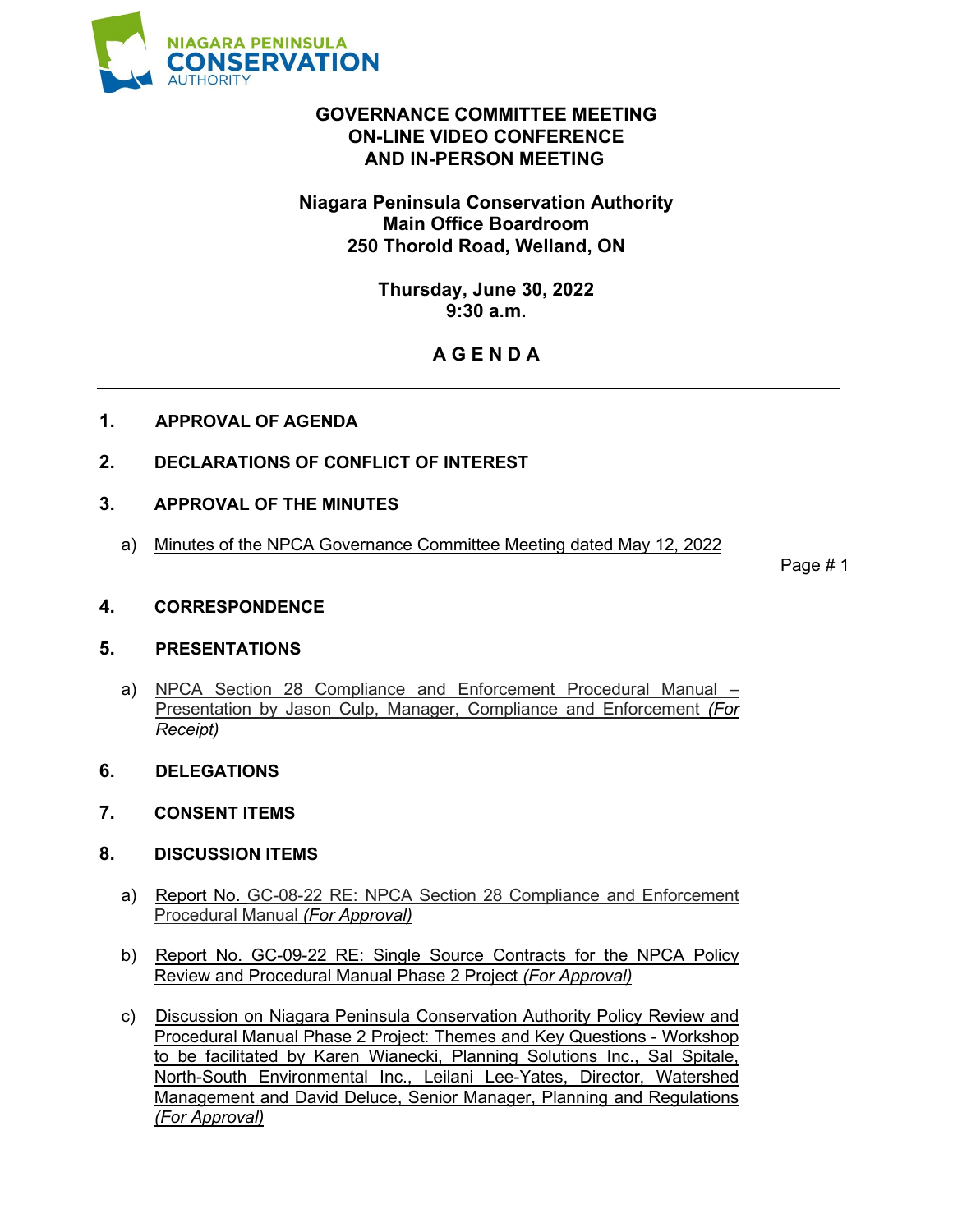NIAGARA PENINSULA **CONSERVATION** AUTHORITY

# GOVERNANCE COMMITTEE MEETING
# ON-LINE VIDEO CONFERENCE
# AND IN-PERSON MEETING

**Niagara Peninsula Conservation Authority**
**Main Office Boardroom**
**250 Thorold Road, Welland, ON**

**Thursday, June 30, 2022**
**9:30 a.m.**

## A G E N D A

---

**1. APPROVAL OF AGENDA**

**2. DECLARATIONS OF CONFLICT OF INTEREST**

**3. APPROVAL OF THE MINUTES**

a) Minutes of the NPCA Governance Committee Meeting dated May 12, 2022 — Page # 1

**4. CORRESPONDENCE**

**5. PRESENTATIONS**

a) NPCA Section 28 Compliance and Enforcement Procedural Manual – Presentation by Jason Culp, Manager, Compliance and Enforcement *(For Receipt)*

**6. DELEGATIONS**

**7. CONSENT ITEMS**

**8. DISCUSSION ITEMS**

a) Report No. GC-08-22 RE: NPCA Section 28 Compliance and Enforcement Procedural Manual *(For Approval)*

b) Report No. GC-09-22 RE: Single Source Contracts for the NPCA Policy Review and Procedural Manual Phase 2 Project *(For Approval)*

c) Discussion on Niagara Peninsula Conservation Authority Policy Review and Procedural Manual Phase 2 Project: Themes and Key Questions - Workshop to be facilitated by Karen Wianecki, Planning Solutions Inc., Sal Spitale, North-South Environmental Inc., Leilani Lee-Yates, Director, Watershed Management and David Deluce, Senior Manager, Planning and Regulations *(For Approval)*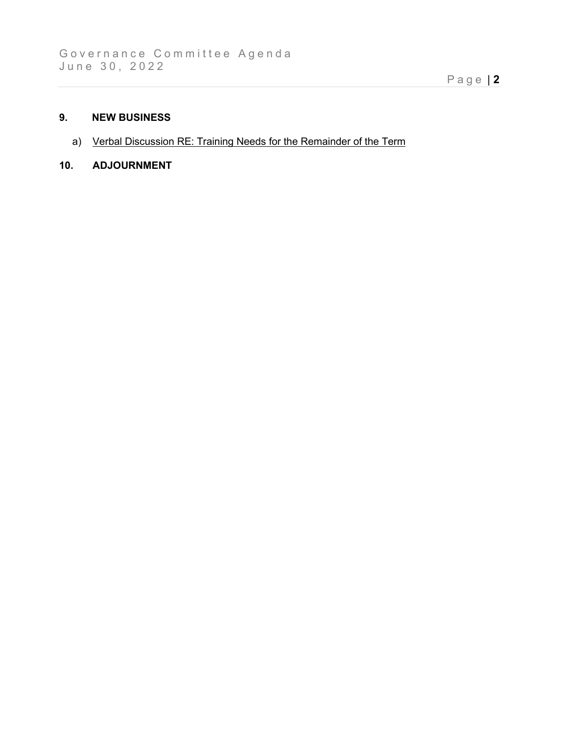## 9. NEW BUSINESS

a) Verbal Discussion RE: Training Needs for the Remainder of the Term

## 10. ADJOURNMENT